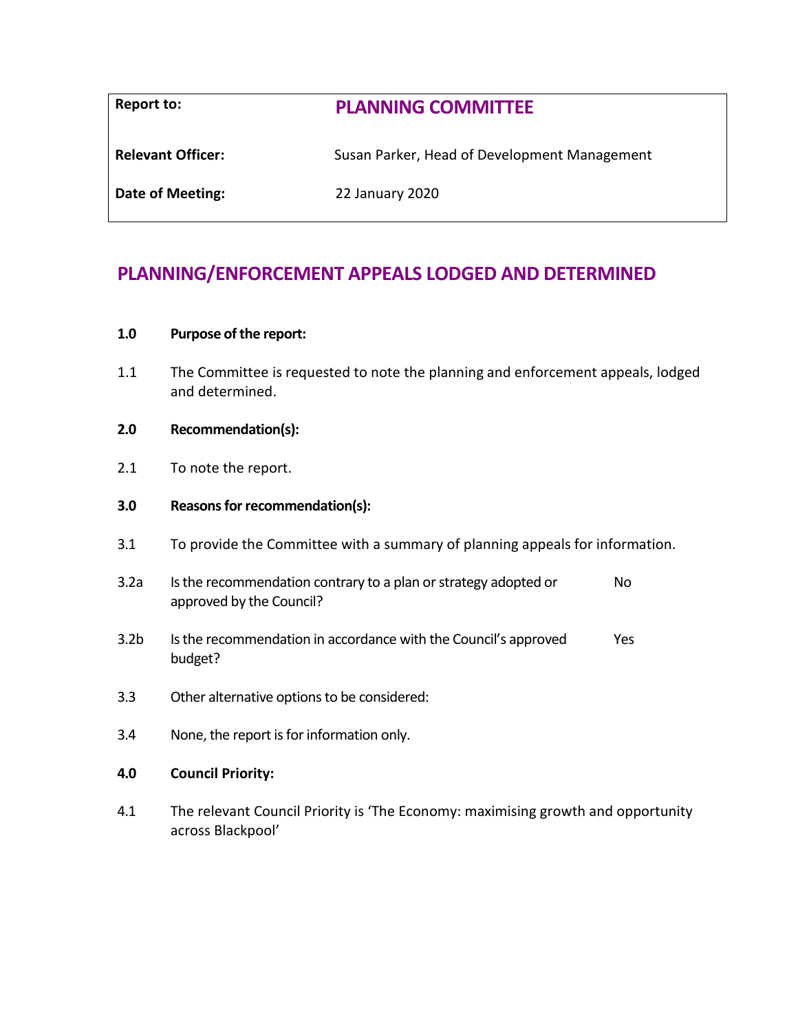| Report to: | PLANNING COMMITTEE |
| --- | --- |
| Relevant Officer: | Susan Parker, Head of Development Management |
| Date of Meeting: | 22 January 2020 |

# PLANNING/ENFORCEMENT APPEALS LODGED AND DETERMINED

**1.0 Purpose of the report:**

1.1 The Committee is requested to note the planning and enforcement appeals, lodged and determined.

**2.0 Recommendation(s):**

2.1 To note the report.

**3.0 Reasons for recommendation(s):**

3.1 To provide the Committee with a summary of planning appeals for information.

| | | |
| --- | --- | --- |
| 3.2a | Is the recommendation contrary to a plan or strategy adopted or approved by the Council? | No |
| 3.2b | Is the recommendation in accordance with the Council's approved budget? | Yes |

3.3 Other alternative options to be considered:

3.4 None, the report is for information only.

**4.0 Council Priority:**

4.1 The relevant Council Priority is 'The Economy: maximising growth and opportunity across Blackpool'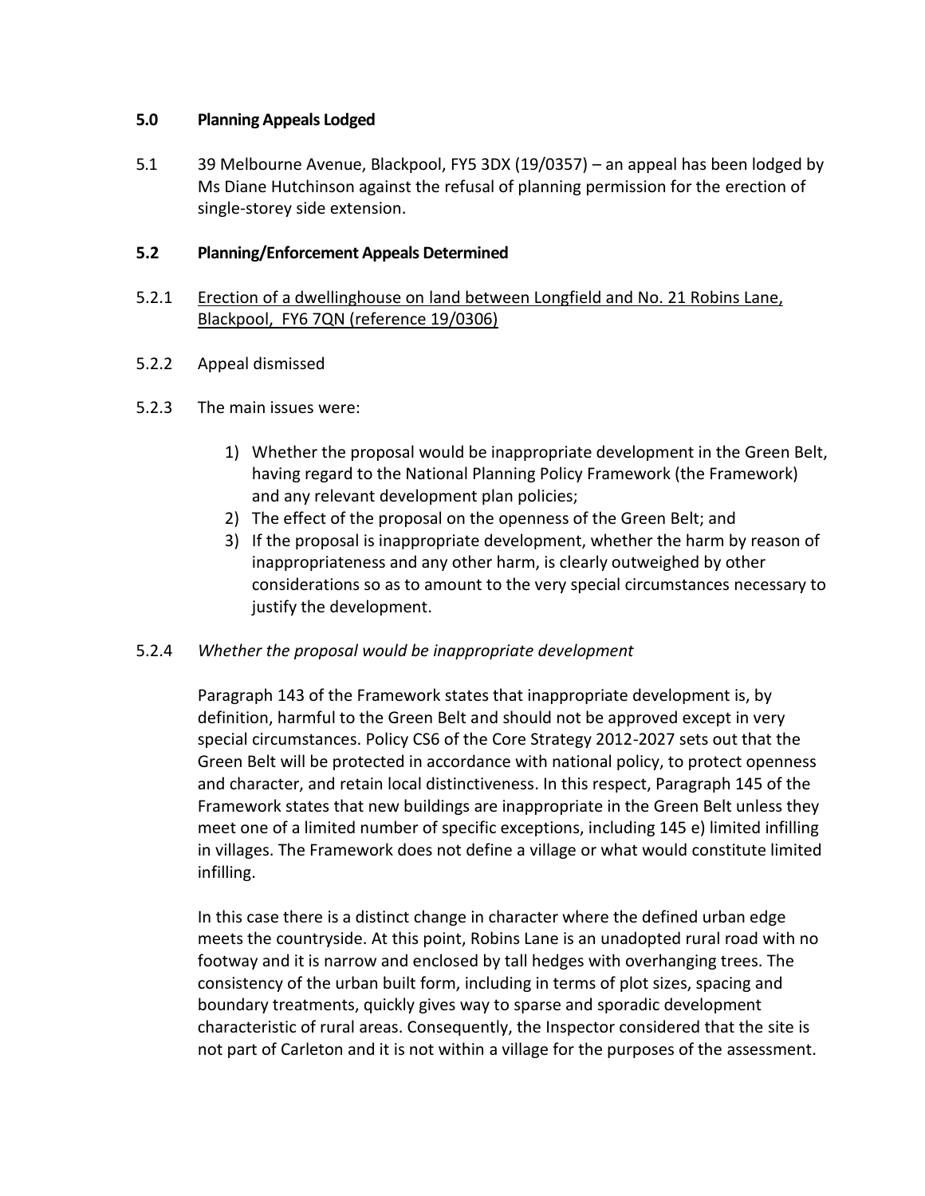**5.0 Planning Appeals Lodged**

5.1 39 Melbourne Avenue, Blackpool, FY5 3DX (19/0357) – an appeal has been lodged by Ms Diane Hutchinson against the refusal of planning permission for the erection of single-storey side extension.

**5.2 Planning/Enforcement Appeals Determined**

5.2.1 Erection of a dwellinghouse on land between Longfield and No. 21 Robins Lane, Blackpool, FY6 7QN (reference 19/0306)

5.2.2 Appeal dismissed

5.2.3 The main issues were:

1) Whether the proposal would be inappropriate development in the Green Belt, having regard to the National Planning Policy Framework (the Framework) and any relevant development plan policies;
2) The effect of the proposal on the openness of the Green Belt; and
3) If the proposal is inappropriate development, whether the harm by reason of inappropriateness and any other harm, is clearly outweighed by other considerations so as to amount to the very special circumstances necessary to justify the development.

5.2.4 *Whether the proposal would be inappropriate development*

Paragraph 143 of the Framework states that inappropriate development is, by definition, harmful to the Green Belt and should not be approved except in very special circumstances. Policy CS6 of the Core Strategy 2012-2027 sets out that the Green Belt will be protected in accordance with national policy, to protect openness and character, and retain local distinctiveness. In this respect, Paragraph 145 of the Framework states that new buildings are inappropriate in the Green Belt unless they meet one of a limited number of specific exceptions, including 145 e) limited infilling in villages. The Framework does not define a village or what would constitute limited infilling.

In this case there is a distinct change in character where the defined urban edge meets the countryside. At this point, Robins Lane is an unadopted rural road with no footway and it is narrow and enclosed by tall hedges with overhanging trees. The consistency of the urban built form, including in terms of plot sizes, spacing and boundary treatments, quickly gives way to sparse and sporadic development characteristic of rural areas. Consequently, the Inspector considered that the site is not part of Carleton and it is not within a village for the purposes of the assessment.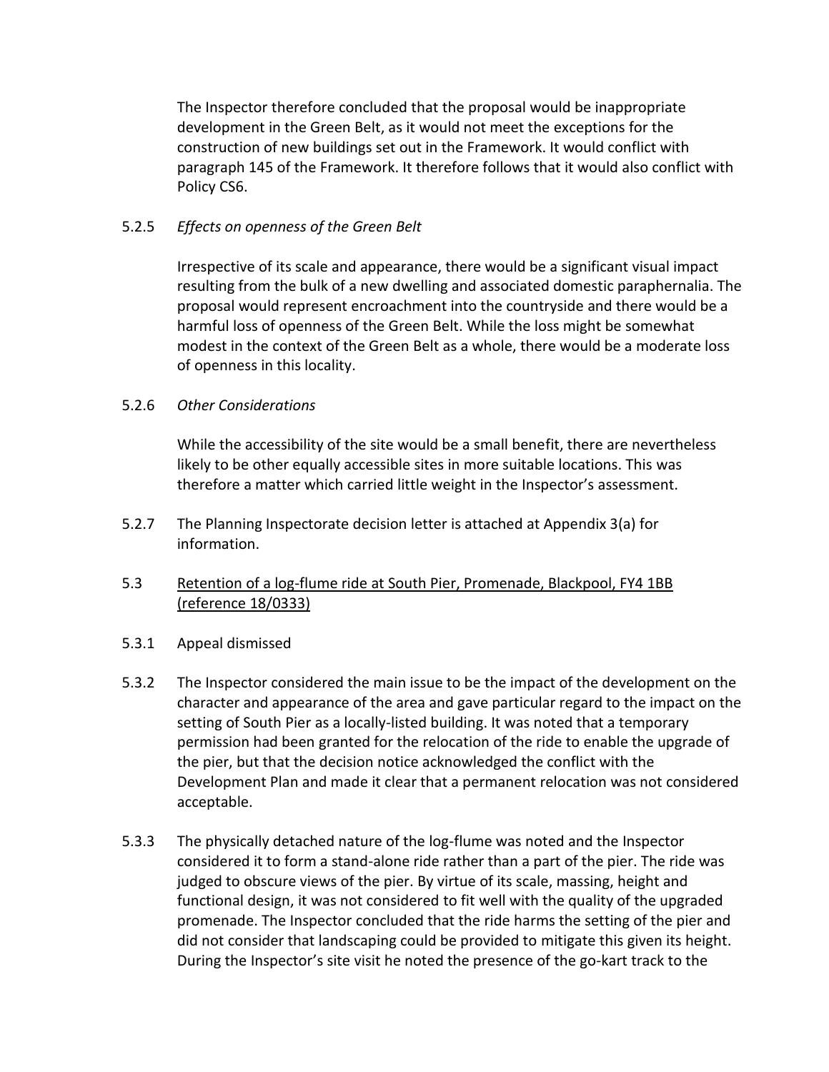The Inspector therefore concluded that the proposal would be inappropriate development in the Green Belt, as it would not meet the exceptions for the construction of new buildings set out in the Framework. It would conflict with paragraph 145 of the Framework. It therefore follows that it would also conflict with Policy CS6.

5.2.5 *Effects on openness of the Green Belt*

Irrespective of its scale and appearance, there would be a significant visual impact resulting from the bulk of a new dwelling and associated domestic paraphernalia. The proposal would represent encroachment into the countryside and there would be a harmful loss of openness of the Green Belt. While the loss might be somewhat modest in the context of the Green Belt as a whole, there would be a moderate loss of openness in this locality.

5.2.6 *Other Considerations*

While the accessibility of the site would be a small benefit, there are nevertheless likely to be other equally accessible sites in more suitable locations. This was therefore a matter which carried little weight in the Inspector's assessment.

5.2.7 The Planning Inspectorate decision letter is attached at Appendix 3(a) for information.

5.3 <u>Retention of a log-flume ride at South Pier, Promenade, Blackpool, FY4 1BB (reference 18/0333)</u>

5.3.1 Appeal dismissed

5.3.2 The Inspector considered the main issue to be the impact of the development on the character and appearance of the area and gave particular regard to the impact on the setting of South Pier as a locally-listed building. It was noted that a temporary permission had been granted for the relocation of the ride to enable the upgrade of the pier, but that the decision notice acknowledged the conflict with the Development Plan and made it clear that a permanent relocation was not considered acceptable.

5.3.3 The physically detached nature of the log-flume was noted and the Inspector considered it to form a stand-alone ride rather than a part of the pier. The ride was judged to obscure views of the pier. By virtue of its scale, massing, height and functional design, it was not considered to fit well with the quality of the upgraded promenade. The Inspector concluded that the ride harms the setting of the pier and did not consider that landscaping could be provided to mitigate this given its height. During the Inspector's site visit he noted the presence of the go-kart track to the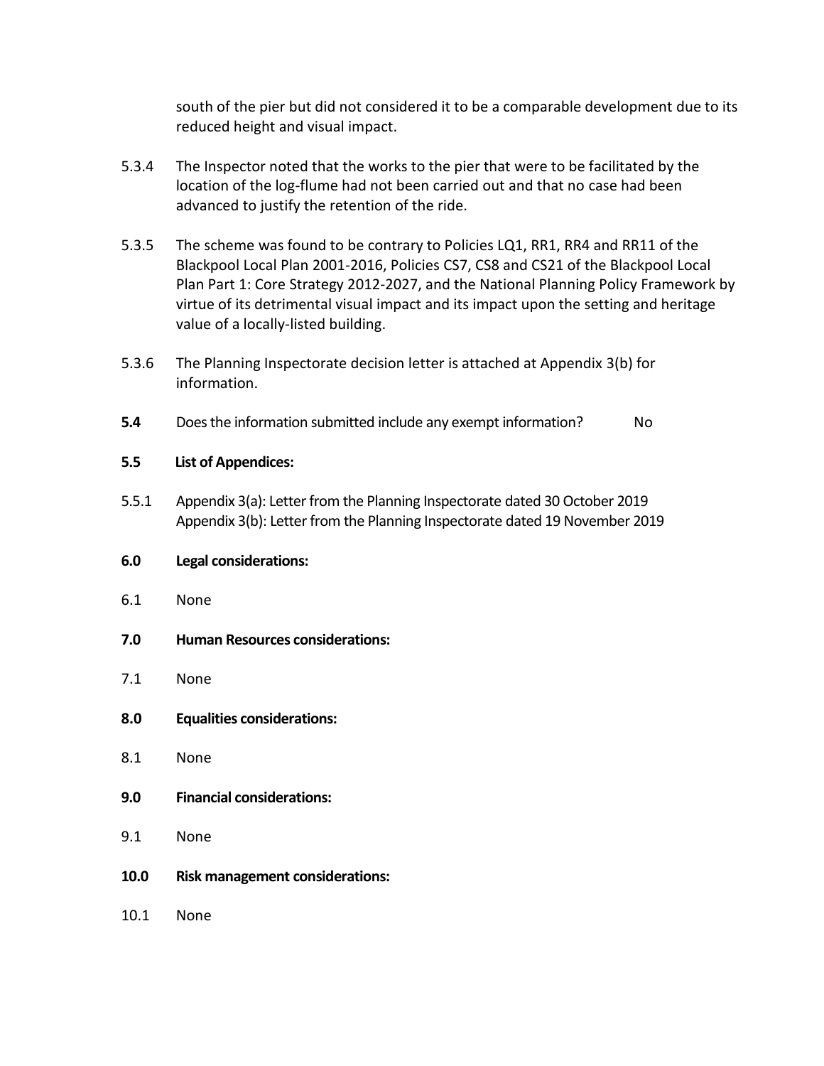south of the pier but did not considered it to be a comparable development due to its reduced height and visual impact.

5.3.4 The Inspector noted that the works to the pier that were to be facilitated by the location of the log-flume had not been carried out and that no case had been advanced to justify the retention of the ride.

5.3.5 The scheme was found to be contrary to Policies LQ1, RR1, RR4 and RR11 of the Blackpool Local Plan 2001-2016, Policies CS7, CS8 and CS21 of the Blackpool Local Plan Part 1: Core Strategy 2012-2027, and the National Planning Policy Framework by virtue of its detrimental visual impact and its impact upon the setting and heritage value of a locally-listed building.

5.3.6 The Planning Inspectorate decision letter is attached at Appendix 3(b) for information.

**5.4** Does the information submitted include any exempt information? No

**5.5 List of Appendices:**

5.5.1 Appendix 3(a): Letter from the Planning Inspectorate dated 30 October 2019
Appendix 3(b): Letter from the Planning Inspectorate dated 19 November 2019

**6.0 Legal considerations:**

6.1 None

**7.0 Human Resources considerations:**

7.1 None

**8.0 Equalities considerations:**

8.1 None

**9.0 Financial considerations:**

9.1 None

**10.0 Risk management considerations:**

10.1 None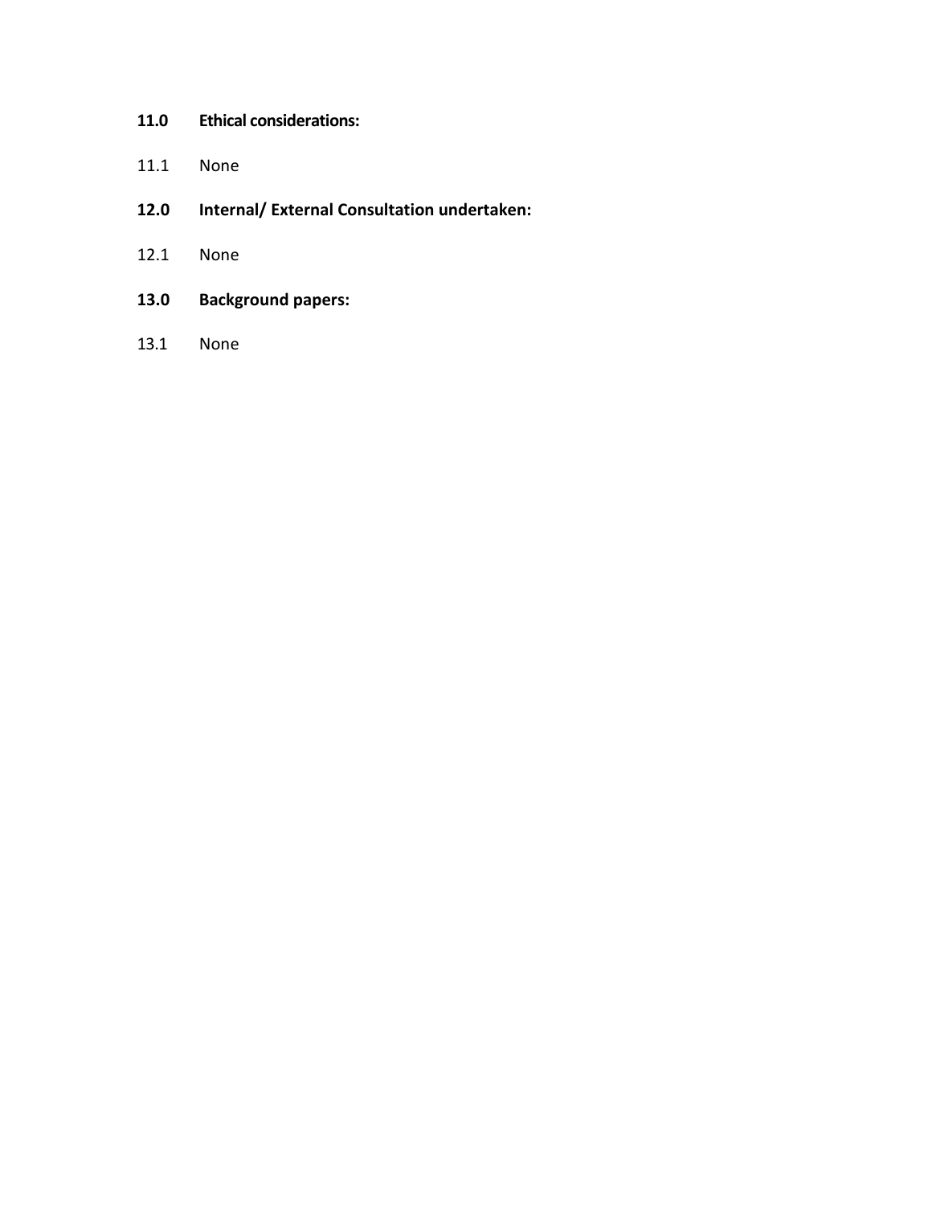**11.0 Ethical considerations:**

11.1 None

**12.0 Internal/ External Consultation undertaken:**

12.1 None

**13.0 Background papers:**

13.1 None